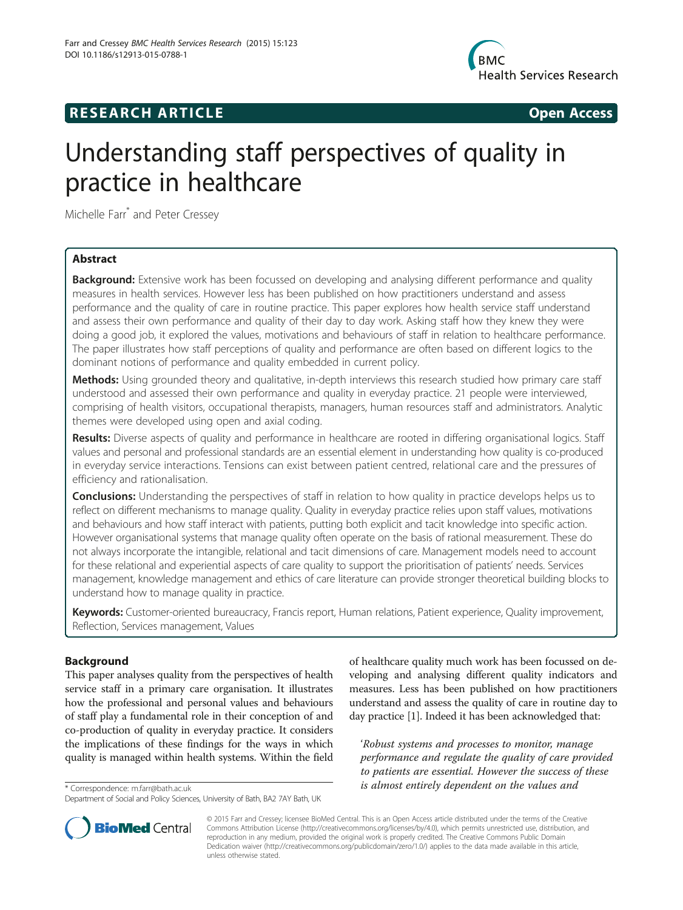**RESEARCH ARTICLE** **Open Access**

# Understanding staff perspectives of quality in practice in healthcare

Michelle Farr* and Peter Cressey

## Abstract

**Background:** Extensive work has been focussed on developing and analysing different performance and quality measures in health services. However less has been published on how practitioners understand and assess performance and the quality of care in routine practice. This paper explores how health service staff understand and assess their own performance and quality of their day to day work. Asking staff how they knew they were doing a good job, it explored the values, motivations and behaviours of staff in relation to healthcare performance. The paper illustrates how staff perceptions of quality and performance are often based on different logics to the dominant notions of performance and quality embedded in current policy.

**Methods:** Using grounded theory and qualitative, in-depth interviews this research studied how primary care staff understood and assessed their own performance and quality in everyday practice. 21 people were interviewed, comprising of health visitors, occupational therapists, managers, human resources staff and administrators. Analytic themes were developed using open and axial coding.

**Results:** Diverse aspects of quality and performance in healthcare are rooted in differing organisational logics. Staff values and personal and professional standards are an essential element in understanding how quality is co-produced in everyday service interactions. Tensions can exist between patient centred, relational care and the pressures of efficiency and rationalisation.

**Conclusions:** Understanding the perspectives of staff in relation to how quality in practice develops helps us to reflect on different mechanisms to manage quality. Quality in everyday practice relies upon staff values, motivations and behaviours and how staff interact with patients, putting both explicit and tacit knowledge into specific action. However organisational systems that manage quality often operate on the basis of rational measurement. These do not always incorporate the intangible, relational and tacit dimensions of care. Management models need to account for these relational and experiential aspects of care quality to support the prioritisation of patients' needs. Services management, knowledge management and ethics of care literature can provide stronger theoretical building blocks to understand how to manage quality in practice.

**Keywords:** Customer-oriented bureaucracy, Francis report, Human relations, Patient experience, Quality improvement, Reflection, Services management, Values

## Background

This paper analyses quality from the perspectives of health service staff in a primary care organisation. It illustrates how the professional and personal values and behaviours of staff play a fundamental role in their conception of and co-production of quality in everyday practice. It considers the implications of these findings for the ways in which quality is managed within health systems. Within the field of healthcare quality much work has been focussed on developing and analysing different quality indicators and measures. Less has been published on how practitioners understand and assess the quality of care in routine day to day practice [1]. Indeed it has been acknowledged that:

> *'Robust systems and processes to monitor, manage performance and regulate the quality of care provided to patients are essential. However the success of these is almost entirely dependent on the values and*

* Correspondence: m.farr@bath.ac.uk
Department of Social and Policy Sciences, University of Bath, BA2 7AY Bath, UK

© 2015 Farr and Cressey; licensee BioMed Central. This is an Open Access article distributed under the terms of the Creative Commons Attribution License (http://creativecommons.org/licenses/by/4.0), which permits unrestricted use, distribution, and reproduction in any medium, provided the original work is properly credited. The Creative Commons Public Domain Dedication waiver (http://creativecommons.org/publicdomain/zero/1.0/) applies to the data made available in this article, unless otherwise stated.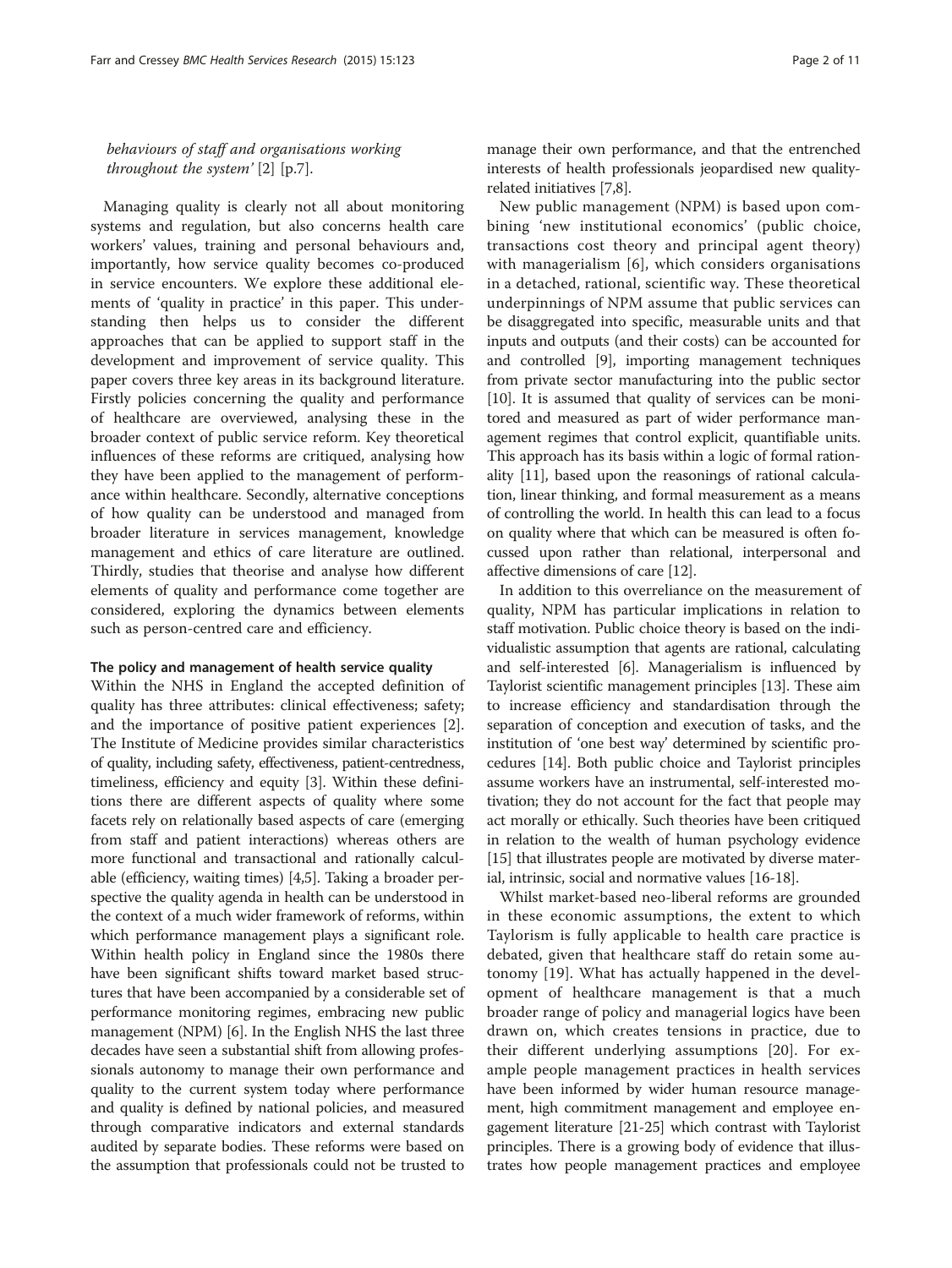*behaviours of staff and organisations working throughout the system'* [2] [p.7].

Managing quality is clearly not all about monitoring systems and regulation, but also concerns health care workers' values, training and personal behaviours and, importantly, how service quality becomes co-produced in service encounters. We explore these additional elements of 'quality in practice' in this paper. This understanding then helps us to consider the different approaches that can be applied to support staff in the development and improvement of service quality. This paper covers three key areas in its background literature. Firstly policies concerning the quality and performance of healthcare are overviewed, analysing these in the broader context of public service reform. Key theoretical influences of these reforms are critiqued, analysing how they have been applied to the management of performance within healthcare. Secondly, alternative conceptions of how quality can be understood and managed from broader literature in services management, knowledge management and ethics of care literature are outlined. Thirdly, studies that theorise and analyse how different elements of quality and performance come together are considered, exploring the dynamics between elements such as person-centred care and efficiency.

### The policy and management of health service quality

Within the NHS in England the accepted definition of quality has three attributes: clinical effectiveness; safety; and the importance of positive patient experiences [2]. The Institute of Medicine provides similar characteristics of quality, including safety, effectiveness, patient-centredness, timeliness, efficiency and equity [3]. Within these definitions there are different aspects of quality where some facets rely on relationally based aspects of care (emerging from staff and patient interactions) whereas others are more functional and transactional and rationally calculable (efficiency, waiting times) [4,5]. Taking a broader perspective the quality agenda in health can be understood in the context of a much wider framework of reforms, within which performance management plays a significant role. Within health policy in England since the 1980s there have been significant shifts toward market based structures that have been accompanied by a considerable set of performance monitoring regimes, embracing new public management (NPM) [6]. In the English NHS the last three decades have seen a substantial shift from allowing professionals autonomy to manage their own performance and quality to the current system today where performance and quality is defined by national policies, and measured through comparative indicators and external standards audited by separate bodies. These reforms were based on the assumption that professionals could not be trusted to manage their own performance, and that the entrenched interests of health professionals jeopardised new quality-related initiatives [7,8].

New public management (NPM) is based upon combining 'new institutional economics' (public choice, transactions cost theory and principal agent theory) with managerialism [6], which considers organisations in a detached, rational, scientific way. These theoretical underpinnings of NPM assume that public services can be disaggregated into specific, measurable units and that inputs and outputs (and their costs) can be accounted for and controlled [9], importing management techniques from private sector manufacturing into the public sector [10]. It is assumed that quality of services can be monitored and measured as part of wider performance management regimes that control explicit, quantifiable units. This approach has its basis within a logic of formal rationality [11], based upon the reasonings of rational calculation, linear thinking, and formal measurement as a means of controlling the world. In health this can lead to a focus on quality where that which can be measured is often focussed upon rather than relational, interpersonal and affective dimensions of care [12].

In addition to this overreliance on the measurement of quality, NPM has particular implications in relation to staff motivation. Public choice theory is based on the individualistic assumption that agents are rational, calculating and self-interested [6]. Managerialism is influenced by Taylorist scientific management principles [13]. These aim to increase efficiency and standardisation through the separation of conception and execution of tasks, and the institution of 'one best way' determined by scientific procedures [14]. Both public choice and Taylorist principles assume workers have an instrumental, self-interested motivation; they do not account for the fact that people may act morally or ethically. Such theories have been critiqued in relation to the wealth of human psychology evidence [15] that illustrates people are motivated by diverse material, intrinsic, social and normative values [16-18].

Whilst market-based neo-liberal reforms are grounded in these economic assumptions, the extent to which Taylorism is fully applicable to health care practice is debated, given that healthcare staff do retain some autonomy [19]. What has actually happened in the development of healthcare management is that a much broader range of policy and managerial logics have been drawn on, which creates tensions in practice, due to their different underlying assumptions [20]. For example people management practices in health services have been informed by wider human resource management, high commitment management and employee engagement literature [21-25] which contrast with Taylorist principles. There is a growing body of evidence that illustrates how people management practices and employee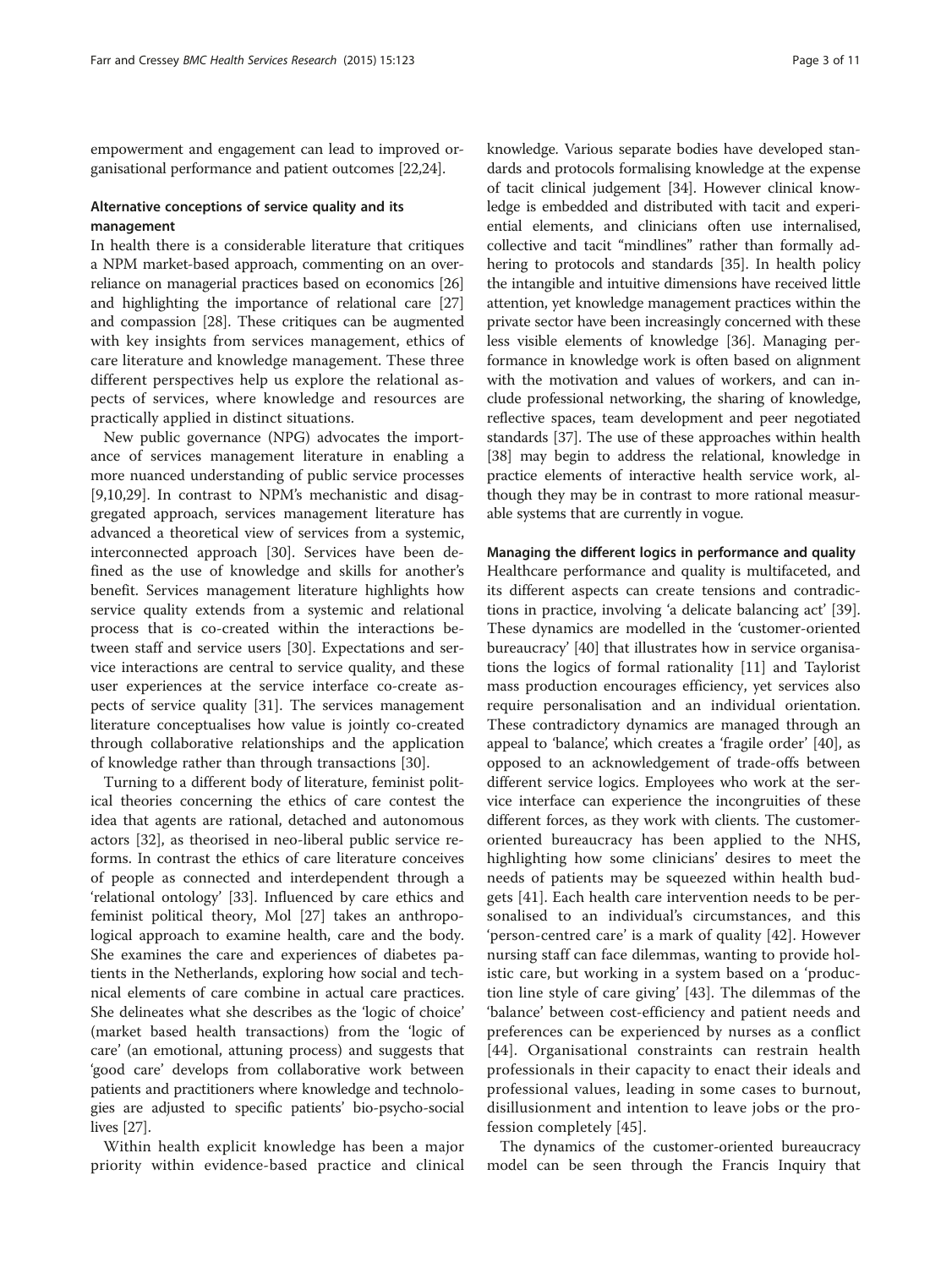empowerment and engagement can lead to improved organisational performance and patient outcomes [22,24].

### Alternative conceptions of service quality and its management

In health there is a considerable literature that critiques a NPM market-based approach, commenting on an over-reliance on managerial practices based on economics [26] and highlighting the importance of relational care [27] and compassion [28]. These critiques can be augmented with key insights from services management, ethics of care literature and knowledge management. These three different perspectives help us explore the relational aspects of services, where knowledge and resources are practically applied in distinct situations.

New public governance (NPG) advocates the importance of services management literature in enabling a more nuanced understanding of public service processes [9,10,29]. In contrast to NPM's mechanistic and disaggregated approach, services management literature has advanced a theoretical view of services from a systemic, interconnected approach [30]. Services have been defined as the use of knowledge and skills for another's benefit. Services management literature highlights how service quality extends from a systemic and relational process that is co-created within the interactions between staff and service users [30]. Expectations and service interactions are central to service quality, and these user experiences at the service interface co-create aspects of service quality [31]. The services management literature conceptualises how value is jointly co-created through collaborative relationships and the application of knowledge rather than through transactions [30].

Turning to a different body of literature, feminist political theories concerning the ethics of care contest the idea that agents are rational, detached and autonomous actors [32], as theorised in neo-liberal public service reforms. In contrast the ethics of care literature conceives of people as connected and interdependent through a 'relational ontology' [33]. Influenced by care ethics and feminist political theory, Mol [27] takes an anthropological approach to examine health, care and the body. She examines the care and experiences of diabetes patients in the Netherlands, exploring how social and technical elements of care combine in actual care practices. She delineates what she describes as the 'logic of choice' (market based health transactions) from the 'logic of care' (an emotional, attuning process) and suggests that 'good care' develops from collaborative work between patients and practitioners where knowledge and technologies are adjusted to specific patients' bio-psycho-social lives [27].

Within health explicit knowledge has been a major priority within evidence-based practice and clinical knowledge. Various separate bodies have developed standards and protocols formalising knowledge at the expense of tacit clinical judgement [34]. However clinical knowledge is embedded and distributed with tacit and experiential elements, and clinicians often use internalised, collective and tacit "mindlines" rather than formally adhering to protocols and standards [35]. In health policy the intangible and intuitive dimensions have received little attention, yet knowledge management practices within the private sector have been increasingly concerned with these less visible elements of knowledge [36]. Managing performance in knowledge work is often based on alignment with the motivation and values of workers, and can include professional networking, the sharing of knowledge, reflective spaces, team development and peer negotiated standards [37]. The use of these approaches within health [38] may begin to address the relational, knowledge in practice elements of interactive health service work, although they may be in contrast to more rational measurable systems that are currently in vogue.

### Managing the different logics in performance and quality

Healthcare performance and quality is multifaceted, and its different aspects can create tensions and contradictions in practice, involving 'a delicate balancing act' [39]. These dynamics are modelled in the 'customer-oriented bureaucracy' [40] that illustrates how in service organisations the logics of formal rationality [11] and Taylorist mass production encourages efficiency, yet services also require personalisation and an individual orientation. These contradictory dynamics are managed through an appeal to 'balance', which creates a 'fragile order' [40], as opposed to an acknowledgement of trade-offs between different service logics. Employees who work at the service interface can experience the incongruities of these different forces, as they work with clients. The customer-oriented bureaucracy has been applied to the NHS, highlighting how some clinicians' desires to meet the needs of patients may be squeezed within health budgets [41]. Each health care intervention needs to be personalised to an individual's circumstances, and this 'person-centred care' is a mark of quality [42]. However nursing staff can face dilemmas, wanting to provide holistic care, but working in a system based on a 'production line style of care giving' [43]. The dilemmas of the 'balance' between cost-efficiency and patient needs and preferences can be experienced by nurses as a conflict [44]. Organisational constraints can restrain health professionals in their capacity to enact their ideals and professional values, leading in some cases to burnout, disillusionment and intention to leave jobs or the profession completely [45].

The dynamics of the customer-oriented bureaucracy model can be seen through the Francis Inquiry that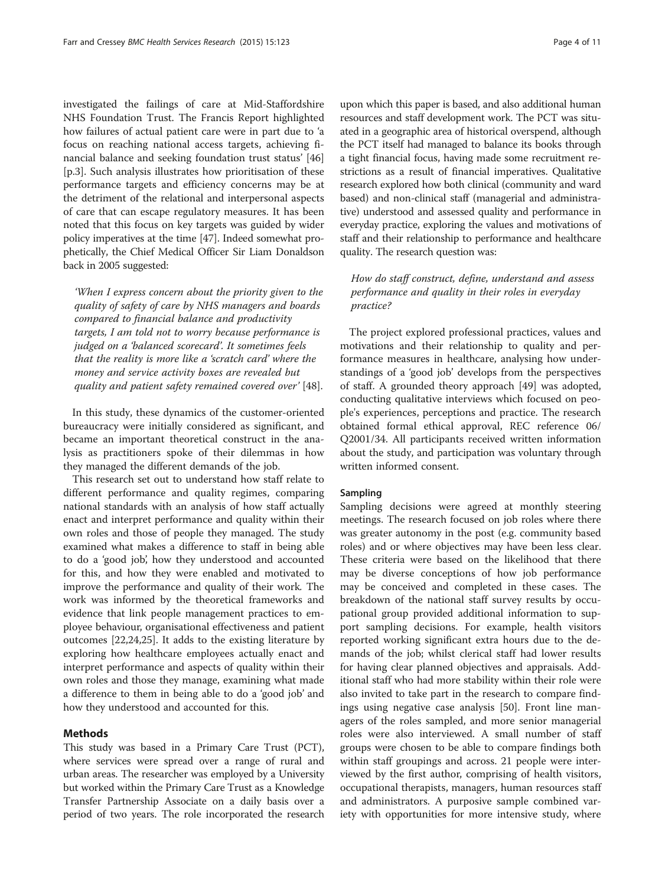investigated the failings of care at Mid-Staffordshire NHS Foundation Trust. The Francis Report highlighted how failures of actual patient care were in part due to 'a focus on reaching national access targets, achieving financial balance and seeking foundation trust status' [46] [p.3]. Such analysis illustrates how prioritisation of these performance targets and efficiency concerns may be at the detriment of the relational and interpersonal aspects of care that can escape regulatory measures. It has been noted that this focus on key targets was guided by wider policy imperatives at the time [47]. Indeed somewhat prophetically, the Chief Medical Officer Sir Liam Donaldson back in 2005 suggested:

> *'When I express concern about the priority given to the quality of safety of care by NHS managers and boards compared to financial balance and productivity targets, I am told not to worry because performance is judged on a 'balanced scorecard'. It sometimes feels that the reality is more like a 'scratch card' where the money and service activity boxes are revealed but quality and patient safety remained covered over'* [48].

In this study, these dynamics of the customer-oriented bureaucracy were initially considered as significant, and became an important theoretical construct in the analysis as practitioners spoke of their dilemmas in how they managed the different demands of the job.

This research set out to understand how staff relate to different performance and quality regimes, comparing national standards with an analysis of how staff actually enact and interpret performance and quality within their own roles and those of people they managed. The study examined what makes a difference to staff in being able to do a 'good job', how they understood and accounted for this, and how they were enabled and motivated to improve the performance and quality of their work. The work was informed by the theoretical frameworks and evidence that link people management practices to employee behaviour, organisational effectiveness and patient outcomes [22,24,25]. It adds to the existing literature by exploring how healthcare employees actually enact and interpret performance and aspects of quality within their own roles and those they manage, examining what made a difference to them in being able to do a 'good job' and how they understood and accounted for this.

## Methods

This study was based in a Primary Care Trust (PCT), where services were spread over a range of rural and urban areas. The researcher was employed by a University but worked within the Primary Care Trust as a Knowledge Transfer Partnership Associate on a daily basis over a period of two years. The role incorporated the research upon which this paper is based, and also additional human resources and staff development work. The PCT was situated in a geographic area of historical overspend, although the PCT itself had managed to balance its books through a tight financial focus, having made some recruitment restrictions as a result of financial imperatives. Qualitative research explored how both clinical (community and ward based) and non-clinical staff (managerial and administrative) understood and assessed quality and performance in everyday practice, exploring the values and motivations of staff and their relationship to performance and healthcare quality. The research question was:

> *How do staff construct, define, understand and assess performance and quality in their roles in everyday practice?*

The project explored professional practices, values and motivations and their relationship to quality and performance measures in healthcare, analysing how understandings of a 'good job' develops from the perspectives of staff. A grounded theory approach [49] was adopted, conducting qualitative interviews which focused on people's experiences, perceptions and practice. The research obtained formal ethical approval, REC reference 06/Q2001/34. All participants received written information about the study, and participation was voluntary through written informed consent.

### Sampling

Sampling decisions were agreed at monthly steering meetings. The research focused on job roles where there was greater autonomy in the post (e.g. community based roles) and or where objectives may have been less clear. These criteria were based on the likelihood that there may be diverse conceptions of how job performance may be conceived and completed in these cases. The breakdown of the national staff survey results by occupational group provided additional information to support sampling decisions. For example, health visitors reported working significant extra hours due to the demands of the job; whilst clerical staff had lower results for having clear planned objectives and appraisals. Additional staff who had more stability within their role were also invited to take part in the research to compare findings using negative case analysis [50]. Front line managers of the roles sampled, and more senior managerial roles were also interviewed. A small number of staff groups were chosen to be able to compare findings both within staff groupings and across. 21 people were interviewed by the first author, comprising of health visitors, occupational therapists, managers, human resources staff and administrators. A purposive sample combined variety with opportunities for more intensive study, where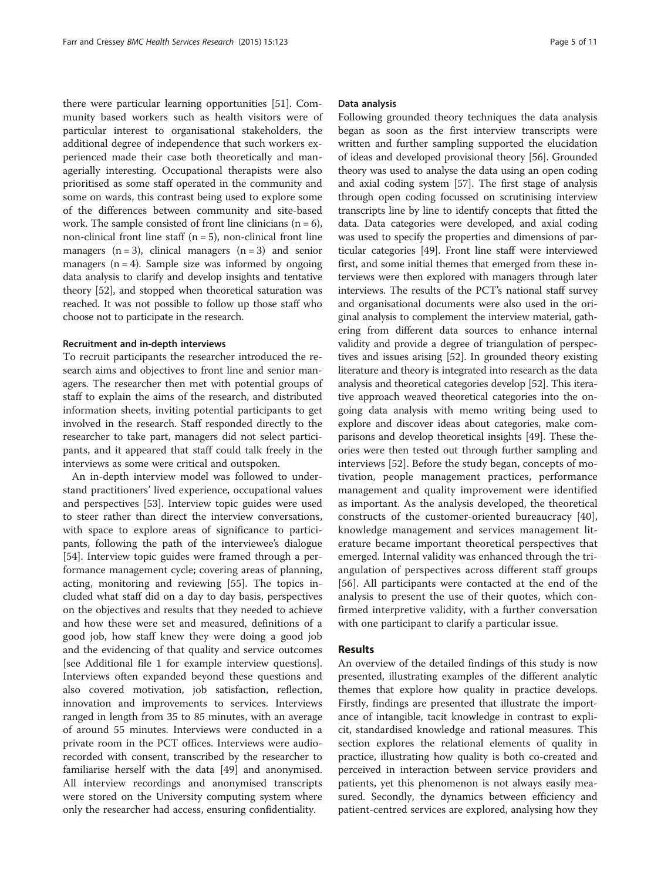there were particular learning opportunities [51]. Community based workers such as health visitors were of particular interest to organisational stakeholders, the additional degree of independence that such workers experienced made their case both theoretically and managerially interesting. Occupational therapists were also prioritised as some staff operated in the community and some on wards, this contrast being used to explore some of the differences between community and site-based work. The sample consisted of front line clinicians (n = 6), non-clinical front line staff (n = 5), non-clinical front line managers (n = 3), clinical managers (n = 3) and senior managers (n = 4). Sample size was informed by ongoing data analysis to clarify and develop insights and tentative theory [52], and stopped when theoretical saturation was reached. It was not possible to follow up those staff who choose not to participate in the research.

#### Recruitment and in-depth interviews

To recruit participants the researcher introduced the research aims and objectives to front line and senior managers. The researcher then met with potential groups of staff to explain the aims of the research, and distributed information sheets, inviting potential participants to get involved in the research. Staff responded directly to the researcher to take part, managers did not select participants, and it appeared that staff could talk freely in the interviews as some were critical and outspoken.

An in-depth interview model was followed to understand practitioners' lived experience, occupational values and perspectives [53]. Interview topic guides were used to steer rather than direct the interview conversations, with space to explore areas of significance to participants, following the path of the interviewee's dialogue [54]. Interview topic guides were framed through a performance management cycle; covering areas of planning, acting, monitoring and reviewing [55]. The topics included what staff did on a day to day basis, perspectives on the objectives and results that they needed to achieve and how these were set and measured, definitions of a good job, how staff knew they were doing a good job and the evidencing of that quality and service outcomes [see Additional file 1 for example interview questions]. Interviews often expanded beyond these questions and also covered motivation, job satisfaction, reflection, innovation and improvements to services. Interviews ranged in length from 35 to 85 minutes, with an average of around 55 minutes. Interviews were conducted in a private room in the PCT offices. Interviews were audio-recorded with consent, transcribed by the researcher to familiarise herself with the data [49] and anonymised. All interview recordings and anonymised transcripts were stored on the University computing system where only the researcher had access, ensuring confidentiality.

#### Data analysis

Following grounded theory techniques the data analysis began as soon as the first interview transcripts were written and further sampling supported the elucidation of ideas and developed provisional theory [56]. Grounded theory was used to analyse the data using an open coding and axial coding system [57]. The first stage of analysis through open coding focussed on scrutinising interview transcripts line by line to identify concepts that fitted the data. Data categories were developed, and axial coding was used to specify the properties and dimensions of particular categories [49]. Front line staff were interviewed first, and some initial themes that emerged from these interviews were then explored with managers through later interviews. The results of the PCT's national staff survey and organisational documents were also used in the original analysis to complement the interview material, gathering from different data sources to enhance internal validity and provide a degree of triangulation of perspectives and issues arising [52]. In grounded theory existing literature and theory is integrated into research as the data analysis and theoretical categories develop [52]. This iterative approach weaved theoretical categories into the ongoing data analysis with memo writing being used to explore and discover ideas about categories, make comparisons and develop theoretical insights [49]. These theories were then tested out through further sampling and interviews [52]. Before the study began, concepts of motivation, people management practices, performance management and quality improvement were identified as important. As the analysis developed, the theoretical constructs of the customer-oriented bureaucracy [40], knowledge management and services management literature became important theoretical perspectives that emerged. Internal validity was enhanced through the triangulation of perspectives across different staff groups [56]. All participants were contacted at the end of the analysis to present the use of their quotes, which confirmed interpretive validity, with a further conversation with one participant to clarify a particular issue.

## Results

An overview of the detailed findings of this study is now presented, illustrating examples of the different analytic themes that explore how quality in practice develops. Firstly, findings are presented that illustrate the importance of intangible, tacit knowledge in contrast to explicit, standardised knowledge and rational measures. This section explores the relational elements of quality in practice, illustrating how quality is both co-created and perceived in interaction between service providers and patients, yet this phenomenon is not always easily measured. Secondly, the dynamics between efficiency and patient-centred services are explored, analysing how they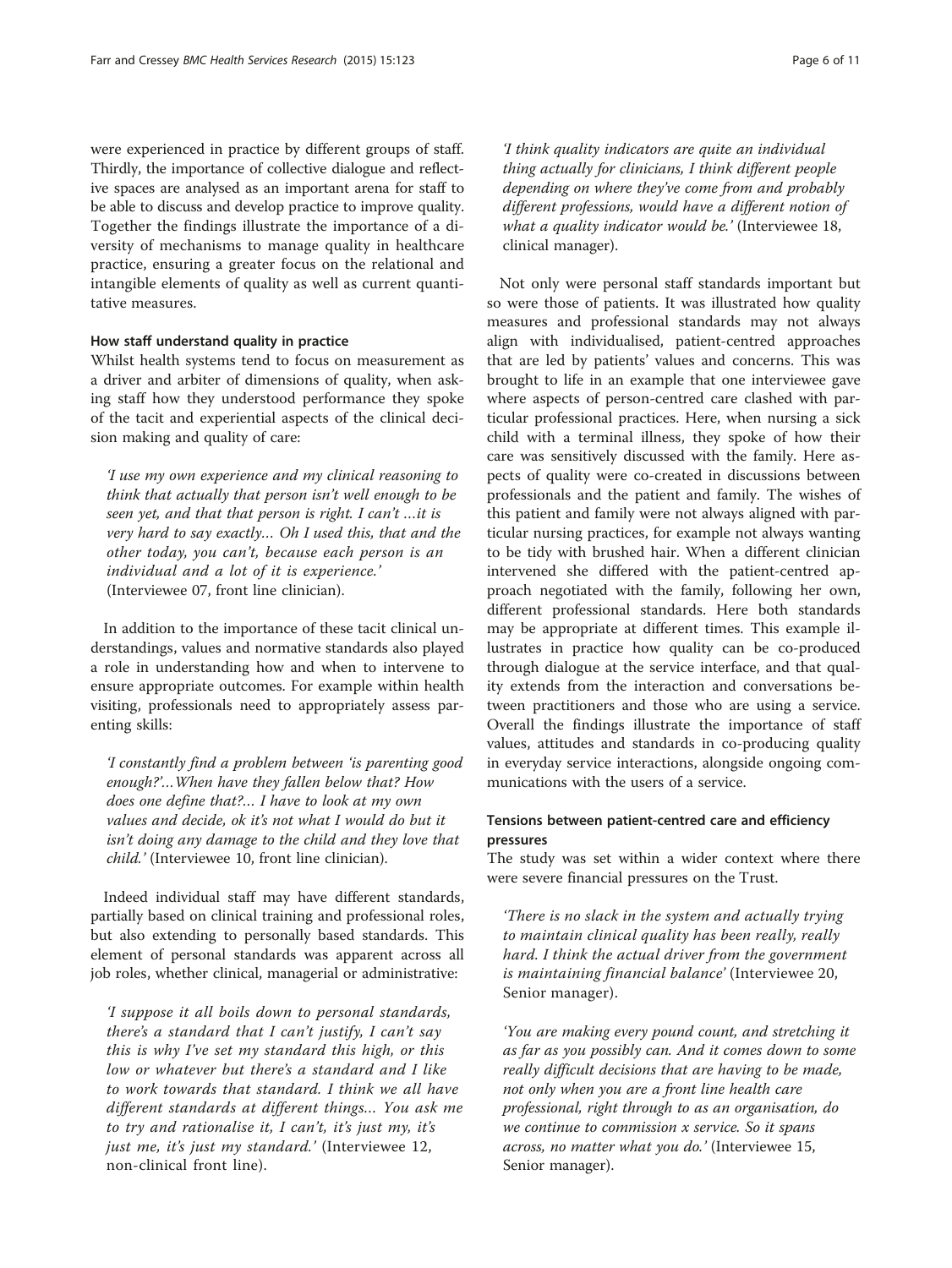were experienced in practice by different groups of staff. Thirdly, the importance of collective dialogue and reflective spaces are analysed as an important arena for staff to be able to discuss and develop practice to improve quality. Together the findings illustrate the importance of a diversity of mechanisms to manage quality in healthcare practice, ensuring a greater focus on the relational and intangible elements of quality as well as current quantitative measures.

### How staff understand quality in practice

Whilst health systems tend to focus on measurement as a driver and arbiter of dimensions of quality, when asking staff how they understood performance they spoke of the tacit and experiential aspects of the clinical decision making and quality of care:

> *'I use my own experience and my clinical reasoning to think that actually that person isn't well enough to be seen yet, and that that person is right. I can't …it is very hard to say exactly… Oh I used this, that and the other today, you can't, because each person is an individual and a lot of it is experience.'* (Interviewee 07, front line clinician).

In addition to the importance of these tacit clinical understandings, values and normative standards also played a role in understanding how and when to intervene to ensure appropriate outcomes. For example within health visiting, professionals need to appropriately assess parenting skills:

> *'I constantly find a problem between 'is parenting good enough?'…When have they fallen below that? How does one define that?… I have to look at my own values and decide, ok it's not what I would do but it isn't doing any damage to the child and they love that child.'* (Interviewee 10, front line clinician).

Indeed individual staff may have different standards, partially based on clinical training and professional roles, but also extending to personally based standards. This element of personal standards was apparent across all job roles, whether clinical, managerial or administrative:

> *'I suppose it all boils down to personal standards, there's a standard that I can't justify, I can't say this is why I've set my standard this high, or this low or whatever but there's a standard and I like to work towards that standard. I think we all have different standards at different things… You ask me to try and rationalise it, I can't, it's just my, it's just me, it's just my standard.'* (Interviewee 12, non-clinical front line).

> *'I think quality indicators are quite an individual thing actually for clinicians, I think different people depending on where they've come from and probably different professions, would have a different notion of what a quality indicator would be.'* (Interviewee 18, clinical manager).

Not only were personal staff standards important but so were those of patients. It was illustrated how quality measures and professional standards may not always align with individualised, patient-centred approaches that are led by patients' values and concerns. This was brought to life in an example that one interviewee gave where aspects of person-centred care clashed with particular professional practices. Here, when nursing a sick child with a terminal illness, they spoke of how their care was sensitively discussed with the family. Here aspects of quality were co-created in discussions between professionals and the patient and family. The wishes of this patient and family were not always aligned with particular nursing practices, for example not always wanting to be tidy with brushed hair. When a different clinician intervened she differed with the patient-centred approach negotiated with the family, following her own, different professional standards. Here both standards may be appropriate at different times. This example illustrates in practice how quality can be co-produced through dialogue at the service interface, and that quality extends from the interaction and conversations between practitioners and those who are using a service. Overall the findings illustrate the importance of staff values, attitudes and standards in co-producing quality in everyday service interactions, alongside ongoing communications with the users of a service.

### Tensions between patient-centred care and efficiency pressures

The study was set within a wider context where there were severe financial pressures on the Trust.

> *'There is no slack in the system and actually trying to maintain clinical quality has been really, really hard. I think the actual driver from the government is maintaining financial balance'* (Interviewee 20, Senior manager).

> *'You are making every pound count, and stretching it as far as you possibly can. And it comes down to some really difficult decisions that are having to be made, not only when you are a front line health care professional, right through to as an organisation, do we continue to commission x service. So it spans across, no matter what you do.'* (Interviewee 15, Senior manager).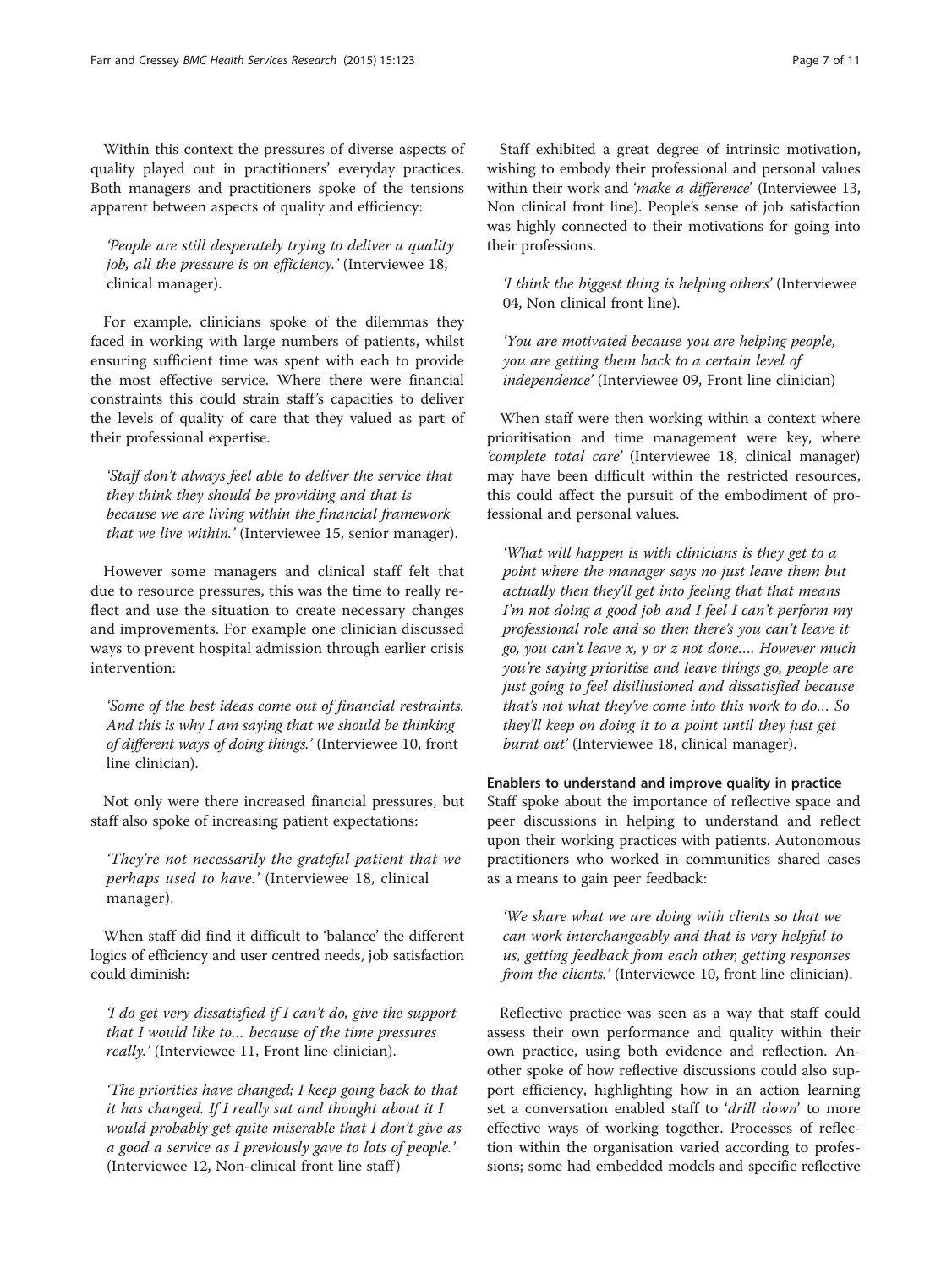Within this context the pressures of diverse aspects of quality played out in practitioners' everyday practices. Both managers and practitioners spoke of the tensions apparent between aspects of quality and efficiency:

> *'People are still desperately trying to deliver a quality job, all the pressure is on efficiency.'* (Interviewee 18, clinical manager).

For example, clinicians spoke of the dilemmas they faced in working with large numbers of patients, whilst ensuring sufficient time was spent with each to provide the most effective service. Where there were financial constraints this could strain staff's capacities to deliver the levels of quality of care that they valued as part of their professional expertise.

> *'Staff don't always feel able to deliver the service that they think they should be providing and that is because we are living within the financial framework that we live within.'* (Interviewee 15, senior manager).

However some managers and clinical staff felt that due to resource pressures, this was the time to really reflect and use the situation to create necessary changes and improvements. For example one clinician discussed ways to prevent hospital admission through earlier crisis intervention:

> *'Some of the best ideas come out of financial restraints. And this is why I am saying that we should be thinking of different ways of doing things.'* (Interviewee 10, front line clinician).

Not only were there increased financial pressures, but staff also spoke of increasing patient expectations:

> *'They're not necessarily the grateful patient that we perhaps used to have.'* (Interviewee 18, clinical manager).

When staff did find it difficult to 'balance' the different logics of efficiency and user centred needs, job satisfaction could diminish:

> *'I do get very dissatisfied if I can't do, give the support that I would like to… because of the time pressures really.'* (Interviewee 11, Front line clinician).

> *'The priorities have changed; I keep going back to that it has changed. If I really sat and thought about it I would probably get quite miserable that I don't give as a good a service as I previously gave to lots of people.'* (Interviewee 12, Non-clinical front line staff)

Staff exhibited a great degree of intrinsic motivation, wishing to embody their professional and personal values within their work and '*make a difference*' (Interviewee 13, Non clinical front line). People's sense of job satisfaction was highly connected to their motivations for going into their professions.

> *'I think the biggest thing is helping others'* (Interviewee 04, Non clinical front line).

> *'You are motivated because you are helping people, you are getting them back to a certain level of independence'* (Interviewee 09, Front line clinician)

When staff were then working within a context where prioritisation and time management were key, where '*complete total care*' (Interviewee 18, clinical manager) may have been difficult within the restricted resources, this could affect the pursuit of the embodiment of professional and personal values.

> *'What will happen is with clinicians is they get to a point where the manager says no just leave them but actually then they'll get into feeling that that means I'm not doing a good job and I feel I can't perform my professional role and so then there's you can't leave it go, you can't leave x, y or z not done…. However much you're saying prioritise and leave things go, people are just going to feel disillusioned and dissatisfied because that's not what they've come into this work to do… So they'll keep on doing it to a point until they just get burnt out'* (Interviewee 18, clinical manager).

#### Enablers to understand and improve quality in practice

Staff spoke about the importance of reflective space and peer discussions in helping to understand and reflect upon their working practices with patients. Autonomous practitioners who worked in communities shared cases as a means to gain peer feedback:

> *'We share what we are doing with clients so that we can work interchangeably and that is very helpful to us, getting feedback from each other, getting responses from the clients.'* (Interviewee 10, front line clinician).

Reflective practice was seen as a way that staff could assess their own performance and quality within their own practice, using both evidence and reflection. Another spoke of how reflective discussions could also support efficiency, highlighting how in an action learning set a conversation enabled staff to '*drill down*' to more effective ways of working together. Processes of reflection within the organisation varied according to professions; some had embedded models and specific reflective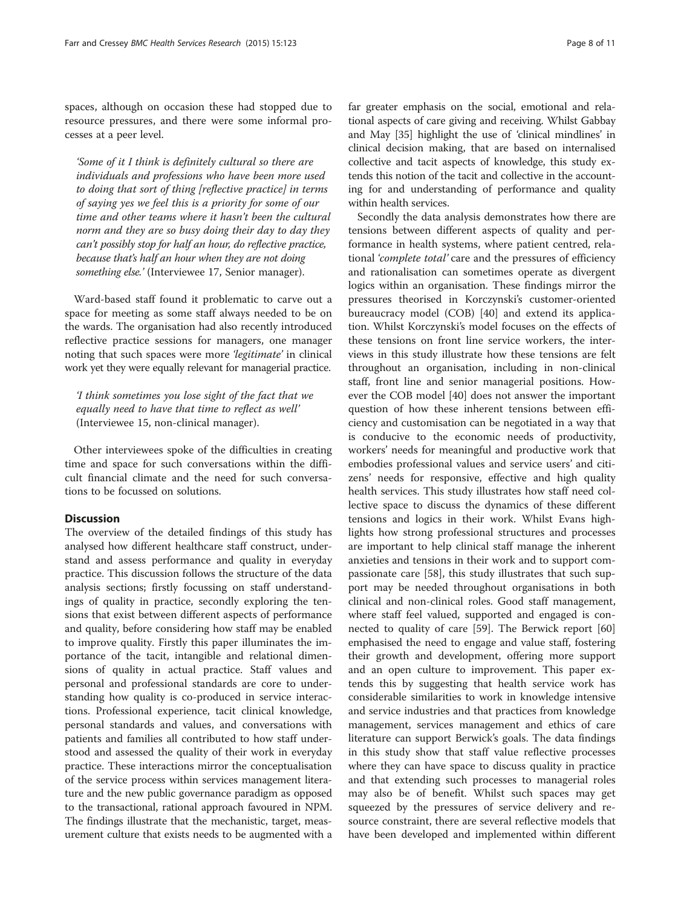spaces, although on occasion these had stopped due to resource pressures, and there were some informal processes at a peer level.

> *'Some of it I think is definitely cultural so there are individuals and professions who have been more used to doing that sort of thing [reflective practice] in terms of saying yes we feel this is a priority for some of our time and other teams where it hasn't been the cultural norm and they are so busy doing their day to day they can't possibly stop for half an hour, do reflective practice, because that's half an hour when they are not doing something else.'* (Interviewee 17, Senior manager).

Ward-based staff found it problematic to carve out a space for meeting as some staff always needed to be on the wards. The organisation had also recently introduced reflective practice sessions for managers, one manager noting that such spaces were more *'legitimate'* in clinical work yet they were equally relevant for managerial practice.

> *'I think sometimes you lose sight of the fact that we equally need to have that time to reflect as well'* (Interviewee 15, non-clinical manager).

Other interviewees spoke of the difficulties in creating time and space for such conversations within the difficult financial climate and the need for such conversations to be focussed on solutions.

## Discussion

The overview of the detailed findings of this study has analysed how different healthcare staff construct, understand and assess performance and quality in everyday practice. This discussion follows the structure of the data analysis sections; firstly focussing on staff understandings of quality in practice, secondly exploring the tensions that exist between different aspects of performance and quality, before considering how staff may be enabled to improve quality. Firstly this paper illuminates the importance of the tacit, intangible and relational dimensions of quality in actual practice. Staff values and personal and professional standards are core to understanding how quality is co-produced in service interactions. Professional experience, tacit clinical knowledge, personal standards and values, and conversations with patients and families all contributed to how staff understood and assessed the quality of their work in everyday practice. These interactions mirror the conceptualisation of the service process within services management literature and the new public governance paradigm as opposed to the transactional, rational approach favoured in NPM. The findings illustrate that the mechanistic, target, measurement culture that exists needs to be augmented with a far greater emphasis on the social, emotional and relational aspects of care giving and receiving. Whilst Gabbay and May [35] highlight the use of 'clinical mindlines' in clinical decision making, that are based on internalised collective and tacit aspects of knowledge, this study extends this notion of the tacit and collective in the accounting for and understanding of performance and quality within health services.

Secondly the data analysis demonstrates how there are tensions between different aspects of quality and performance in health systems, where patient centred, relational *'complete total'* care and the pressures of efficiency and rationalisation can sometimes operate as divergent logics within an organisation. These findings mirror the pressures theorised in Korczynski's customer-oriented bureaucracy model (COB) [40] and extend its application. Whilst Korczynski's model focuses on the effects of these tensions on front line service workers, the interviews in this study illustrate how these tensions are felt throughout an organisation, including in non-clinical staff, front line and senior managerial positions. However the COB model [40] does not answer the important question of how these inherent tensions between efficiency and customisation can be negotiated in a way that is conducive to the economic needs of productivity, workers' needs for meaningful and productive work that embodies professional values and service users' and citizens' needs for responsive, effective and high quality health services. This study illustrates how staff need collective space to discuss the dynamics of these different tensions and logics in their work. Whilst Evans highlights how strong professional structures and processes are important to help clinical staff manage the inherent anxieties and tensions in their work and to support compassionate care [58], this study illustrates that such support may be needed throughout organisations in both clinical and non-clinical roles. Good staff management, where staff feel valued, supported and engaged is connected to quality of care [59]. The Berwick report [60] emphasised the need to engage and value staff, fostering their growth and development, offering more support and an open culture to improvement. This paper extends this by suggesting that health service work has considerable similarities to work in knowledge intensive and service industries and that practices from knowledge management, services management and ethics of care literature can support Berwick's goals. The data findings in this study show that staff value reflective processes where they can have space to discuss quality in practice and that extending such processes to managerial roles may also be of benefit. Whilst such spaces may get squeezed by the pressures of service delivery and resource constraint, there are several reflective models that have been developed and implemented within different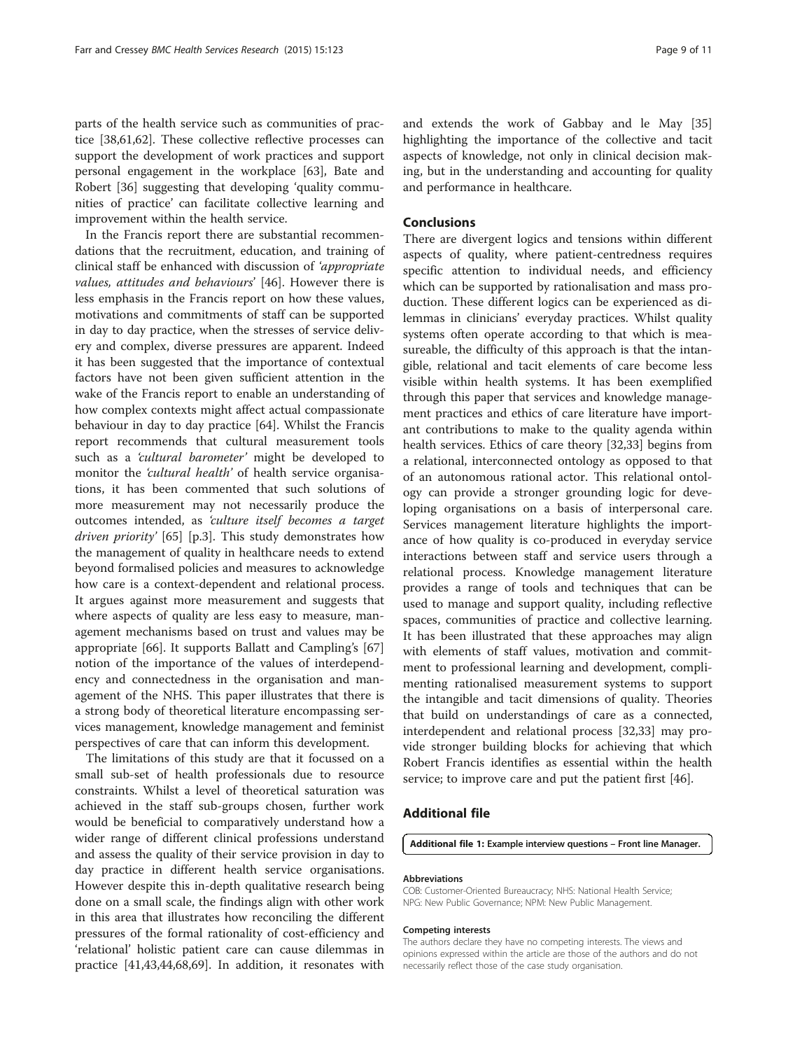parts of the health service such as communities of practice [38,61,62]. These collective reflective processes can support the development of work practices and support personal engagement in the workplace [63], Bate and Robert [36] suggesting that developing 'quality communities of practice' can facilitate collective learning and improvement within the health service.

In the Francis report there are substantial recommendations that the recruitment, education, and training of clinical staff be enhanced with discussion of *'appropriate values, attitudes and behaviours'* [46]. However there is less emphasis in the Francis report on how these values, motivations and commitments of staff can be supported in day to day practice, when the stresses of service delivery and complex, diverse pressures are apparent. Indeed it has been suggested that the importance of contextual factors have not been given sufficient attention in the wake of the Francis report to enable an understanding of how complex contexts might affect actual compassionate behaviour in day to day practice [64]. Whilst the Francis report recommends that cultural measurement tools such as a *'cultural barometer'* might be developed to monitor the *'cultural health'* of health service organisations, it has been commented that such solutions of more measurement may not necessarily produce the outcomes intended, as *'culture itself becomes a target driven priority'* [65] [p.3]. This study demonstrates how the management of quality in healthcare needs to extend beyond formalised policies and measures to acknowledge how care is a context-dependent and relational process. It argues against more measurement and suggests that where aspects of quality are less easy to measure, management mechanisms based on trust and values may be appropriate [66]. It supports Ballatt and Campling's [67] notion of the importance of the values of interdependency and connectedness in the organisation and management of the NHS. This paper illustrates that there is a strong body of theoretical literature encompassing services management, knowledge management and feminist perspectives of care that can inform this development.

The limitations of this study are that it focussed on a small sub-set of health professionals due to resource constraints. Whilst a level of theoretical saturation was achieved in the staff sub-groups chosen, further work would be beneficial to comparatively understand how a wider range of different clinical professions understand and assess the quality of their service provision in day to day practice in different health service organisations. However despite this in-depth qualitative research being done on a small scale, the findings align with other work in this area that illustrates how reconciling the different pressures of the formal rationality of cost-efficiency and 'relational' holistic patient care can cause dilemmas in practice [41,43,44,68,69]. In addition, it resonates with and extends the work of Gabbay and le May [35] highlighting the importance of the collective and tacit aspects of knowledge, not only in clinical decision making, but in the understanding and accounting for quality and performance in healthcare.

## Conclusions

There are divergent logics and tensions within different aspects of quality, where patient-centredness requires specific attention to individual needs, and efficiency which can be supported by rationalisation and mass production. These different logics can be experienced as dilemmas in clinicians' everyday practices. Whilst quality systems often operate according to that which is measureable, the difficulty of this approach is that the intangible, relational and tacit elements of care become less visible within health systems. It has been exemplified through this paper that services and knowledge management practices and ethics of care literature have important contributions to make to the quality agenda within health services. Ethics of care theory [32,33] begins from a relational, interconnected ontology as opposed to that of an autonomous rational actor. This relational ontology can provide a stronger grounding logic for developing organisations on a basis of interpersonal care. Services management literature highlights the importance of how quality is co-produced in everyday service interactions between staff and service users through a relational process. Knowledge management literature provides a range of tools and techniques that can be used to manage and support quality, including reflective spaces, communities of practice and collective learning. It has been illustrated that these approaches may align with elements of staff values, motivation and commitment to professional learning and development, complimenting rationalised measurement systems to support the intangible and tacit dimensions of quality. Theories that build on understandings of care as a connected, interdependent and relational process [32,33] may provide stronger building blocks for achieving that which Robert Francis identifies as essential within the health service; to improve care and put the patient first [46].

## Additional file

**Additional file 1:** Example interview questions – Front line Manager.

#### Abbreviations

COB: Customer-Oriented Bureaucracy; NHS: National Health Service; NPG: New Public Governance; NPM: New Public Management.

#### Competing interests

The authors declare they have no competing interests. The views and opinions expressed within the article are those of the authors and do not necessarily reflect those of the case study organisation.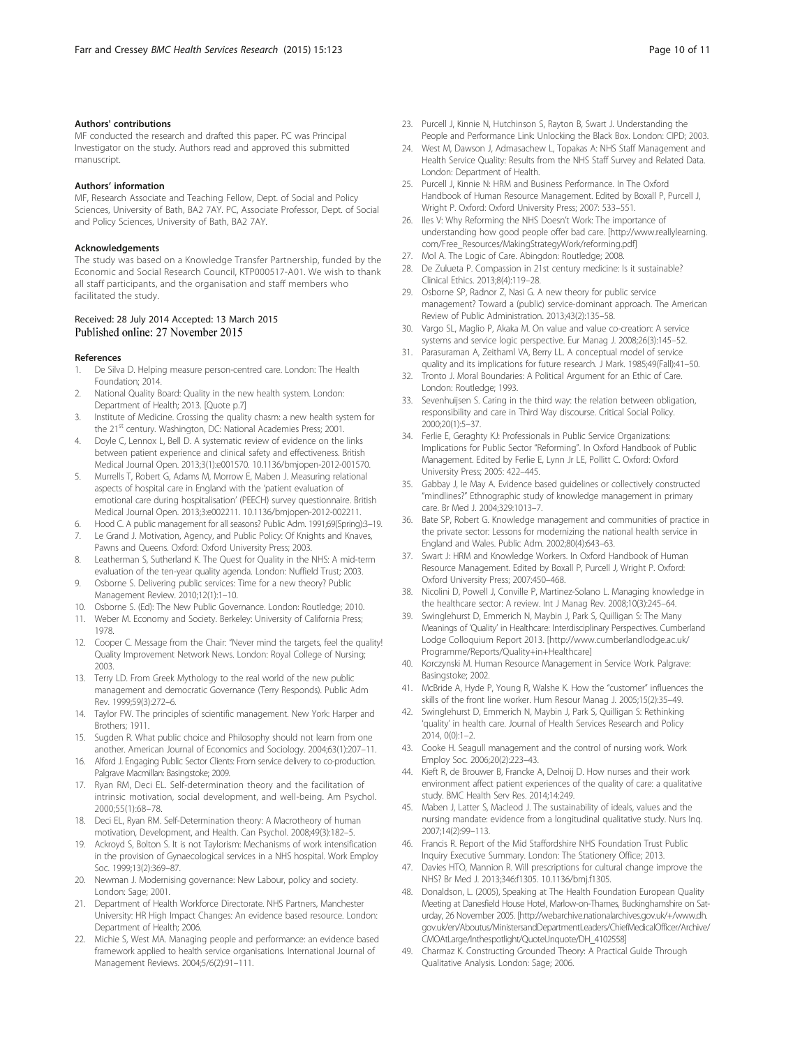#### Authors' contributions

MF conducted the research and drafted this paper. PC was Principal Investigator on the study. Authors read and approved this submitted manuscript.

#### Authors' information

MF, Research Associate and Teaching Fellow, Dept. of Social and Policy Sciences, University of Bath, BA2 7AY. PC, Associate Professor, Dept. of Social and Policy Sciences, University of Bath, BA2 7AY.

#### Acknowledgements

The study was based on a Knowledge Transfer Partnership, funded by the Economic and Social Research Council, KTP000517-A01. We wish to thank all staff participants, and the organisation and staff members who facilitated the study.

Received: 28 July 2014 Accepted: 13 March 2015
Published online: 27 November 2015

#### References

1. De Silva D. Helping measure person-centred care. London: The Health Foundation; 2014.
2. National Quality Board: Quality in the new health system. London: Department of Health; 2013. [Quote p.7]
3. Institute of Medicine. Crossing the quality chasm: a new health system for the 21st century. Washington, DC: National Academies Press; 2001.
4. Doyle C, Lennox L, Bell D. A systematic review of evidence on the links between patient experience and clinical safety and effectiveness. British Medical Journal Open. 2013;3(1):e001570. 10.1136/bmjopen-2012-001570.
5. Murrells T, Robert G, Adams M, Morrow E, Maben J. Measuring relational aspects of hospital care in England with the 'patient evaluation of emotional care during hospitalisation' (PEECH) survey questionnaire. British Medical Journal Open. 2013;3:e002211. 10.1136/bmjopen-2012-002211.
6. Hood C. A public management for all seasons? Public Adm. 1991;69(Spring):3–19.
7. Le Grand J. Motivation, Agency, and Public Policy: Of Knights and Knaves, Pawns and Queens. Oxford: Oxford University Press; 2003.
8. Leatherman S, Sutherland K. The Quest for Quality in the NHS: A mid-term evaluation of the ten-year quality agenda. London: Nuffield Trust; 2003.
9. Osborne S. Delivering public services: Time for a new theory? Public Management Review. 2010;12(1):1–10.
10. Osborne S. (Ed): The New Public Governance. London: Routledge; 2010.
11. Weber M. Economy and Society. Berkeley: University of California Press; 1978.
12. Cooper C. Message from the Chair: "Never mind the targets, feel the quality! Quality Improvement Network News. London: Royal College of Nursing; 2003.
13. Terry LD. From Greek Mythology to the real world of the new public management and democratic Governance (Terry Responds). Public Adm Rev. 1999;59(3):272–6.
14. Taylor FW. The principles of scientific management. New York: Harper and Brothers; 1911.
15. Sugden R. What public choice and Philosophy should not learn from one another. American Journal of Economics and Sociology. 2004;63(1):207–11.
16. Alford J. Engaging Public Sector Clients: From service delivery to co-production. Palgrave Macmillan: Basingstoke; 2009.
17. Ryan RM, Deci EL. Self-determination theory and the facilitation of intrinsic motivation, social development, and well-being. Am Psychol. 2000;55(1):68–78.
18. Deci EL, Ryan RM. Self-Determination theory: A Macrotheory of human motivation, Development, and Health. Can Psychol. 2008;49(3):182–5.
19. Ackroyd S, Bolton S. It is not Taylorism: Mechanisms of work intensification in the provision of Gynaecological services in a NHS hospital. Work Employ Soc. 1999;13(2):369–87.
20. Newman J. Modernising governance: New Labour, policy and society. London: Sage; 2001.
21. Department of Health Workforce Directorate. NHS Partners, Manchester University: HR High Impact Changes: An evidence based resource. London: Department of Health; 2006.
22. Michie S, West MA. Managing people and performance: an evidence based framework applied to health service organisations. International Journal of Management Reviews. 2004;5/6(2):91–111.
23. Purcell J, Kinnie N, Hutchinson S, Rayton B, Swart J. Understanding the People and Performance Link: Unlocking the Black Box. London: CIPD; 2003.
24. West M, Dawson J, Admasachew L, Topakas A: NHS Staff Management and Health Service Quality: Results from the NHS Staff Survey and Related Data. London: Department of Health.
25. Purcell J, Kinnie N: HRM and Business Performance. In The Oxford Handbook of Human Resource Management. Edited by Boxall P, Purcell J, Wright P. Oxford: Oxford University Press; 2007: 533–551.
26. Iles V: Why Reforming the NHS Doesn't Work: The importance of understanding how good people offer bad care. [http://www.reallylearning.com/Free_Resources/MakingStrategyWork/reforming.pdf]
27. Mol A. The Logic of Care. Abingdon: Routledge; 2008.
28. De Zulueta P. Compassion in 21st century medicine: Is it sustainable? Clinical Ethics. 2013;8(4):119–28.
29. Osborne SP, Radnor Z, Nasi G. A new theory for public service management? Toward a (public) service-dominant approach. The American Review of Public Administration. 2013;43(2):135–58.
30. Vargo SL, Maglio P, Akaka M. On value and value co-creation: A service systems and service logic perspective. Eur Manag J. 2008;26(3):145–52.
31. Parasuraman A, Zeithaml VA, Berry LL. A conceptual model of service quality and its implications for future research. J Mark. 1985;49(Fall):41–50.
32. Tronto J. Moral Boundaries: A Political Argument for an Ethic of Care. London: Routledge; 1993.
33. Sevenhuijsen S. Caring in the third way: the relation between obligation, responsibility and care in Third Way discourse. Critical Social Policy. 2000;20(1):5–37.
34. Ferlie E, Geraghty KJ: Professionals in Public Service Organizations: Implications for Public Sector "Reforming". In Oxford Handbook of Public Management. Edited by Ferlie E, Lynn Jr LE, Pollitt C. Oxford: Oxford University Press; 2005: 422–445.
35. Gabbay J, le May A. Evidence based guidelines or collectively constructed "mindlines?" Ethnographic study of knowledge management in primary care. Br Med J. 2004;329:1013–7.
36. Bate SP, Robert G. Knowledge management and communities of practice in the private sector: Lessons for modernizing the national health service in England and Wales. Public Adm. 2002;80(4):643–63.
37. Swart J: HRM and Knowledge Workers. In Oxford Handbook of Human Resource Management. Edited by Boxall P, Purcell J, Wright P. Oxford: Oxford University Press; 2007:450–468.
38. Nicolini D, Powell J, Conville P, Martinez-Solano L. Managing knowledge in the healthcare sector: A review. Int J Manag Rev. 2008;10(3):245–64.
39. Swinglehurst D, Emmerich N, Maybin J, Park S, Quilligan S: The Many Meanings of 'Quality' in Healthcare: Interdisciplinary Perspectives. Cumberland Lodge Colloquium Report 2013. [http://www.cumberlandlodge.ac.uk/Programme/Reports/Quality+in+Healthcare]
40. Korczynski M. Human Resource Management in Service Work. Palgrave: Basingstoke; 2002.
41. McBride A, Hyde P, Young R, Walshe K. How the "customer" influences the skills of the front line worker. Hum Resour Manag J. 2005;15(2):35–49.
42. Swinglehurst D, Emmerich N, Maybin J, Park S, Quilligan S: Rethinking 'quality' in health care. Journal of Health Services Research and Policy 2014, 0(0):1–2.
43. Cooke H. Seagull management and the control of nursing work. Work Employ Soc. 2006;20(2):223–43.
44. Kieft R, de Brouwer B, Francke A, Delnoij D. How nurses and their work environment affect patient experiences of the quality of care: a qualitative study. BMC Health Serv Res. 2014;14:249.
45. Maben J, Latter S, Macleod J. The sustainability of ideals, values and the nursing mandate: evidence from a longitudinal qualitative study. Nurs Inq. 2007;14(2):99–113.
46. Francis R. Report of the Mid Staffordshire NHS Foundation Trust Public Inquiry Executive Summary. London: The Stationery Office; 2013.
47. Davies HTO, Mannion R. Will prescriptions for cultural change improve the NHS? Br Med J. 2013;346:f1305. 10.1136/bmj.f1305.
48. Donaldson, L. (2005), Speaking at The Health Foundation European Quality Meeting at Danesfield House Hotel, Marlow-on-Thames, Buckinghamshire on Saturday, 26 November 2005. [http://webarchive.nationalarchives.gov.uk/+/www.dh.gov.uk/en/Aboutus/MinistersandDepartmentLeaders/ChiefMedicalOfficer/Archive/CMOAtLarge/Inthespotlight/QuoteUnquote/DH_4102558]
49. Charmaz K. Constructing Grounded Theory: A Practical Guide Through Qualitative Analysis. London: Sage; 2006.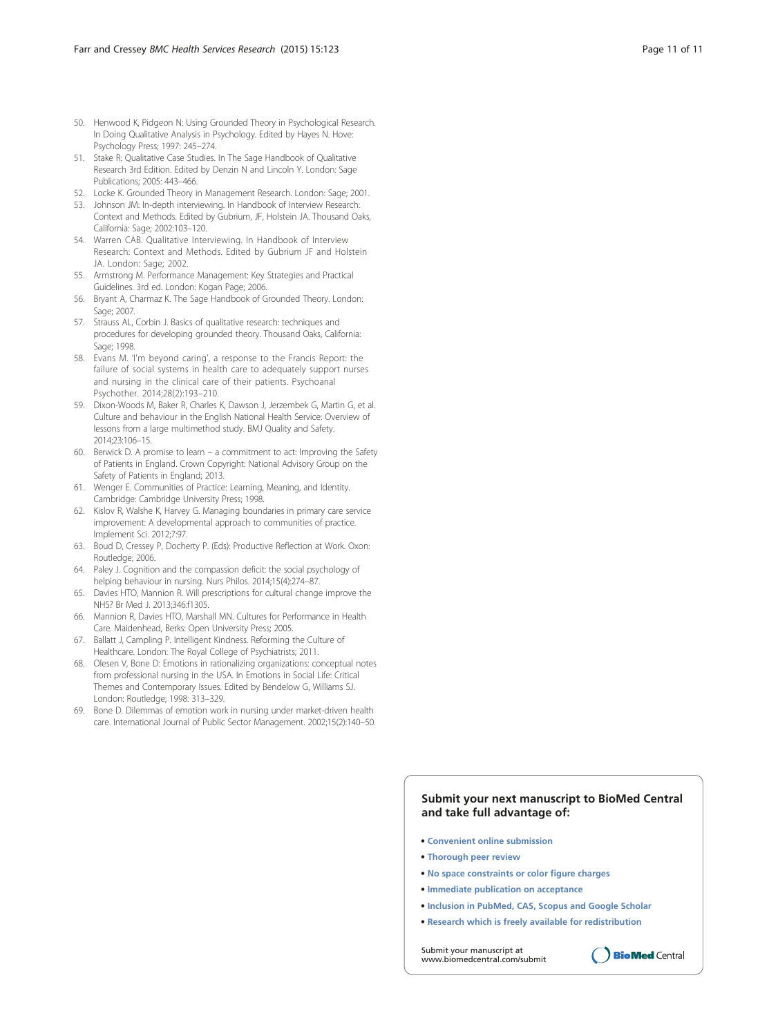50. Henwood K, Pidgeon N: Using Grounded Theory in Psychological Research. In Doing Qualitative Analysis in Psychology. Edited by Hayes N. Hove: Psychology Press; 1997: 245–274.
51. Stake R: Qualitative Case Studies. In The Sage Handbook of Qualitative Research 3rd Edition. Edited by Denzin N and Lincoln Y. London: Sage Publications; 2005: 443–466.
52. Locke K. Grounded Theory in Management Research. London: Sage; 2001.
53. Johnson JM: In-depth interviewing. In Handbook of Interview Research: Context and Methods. Edited by Gubrium, JF, Holstein JA. Thousand Oaks, California: Sage; 2002:103–120.
54. Warren CAB. Qualitative Interviewing. In Handbook of Interview Research: Context and Methods. Edited by Gubrium JF and Holstein JA. London: Sage; 2002.
55. Armstrong M. Performance Management: Key Strategies and Practical Guidelines. 3rd ed. London: Kogan Page; 2006.
56. Bryant A, Charmaz K. The Sage Handbook of Grounded Theory. London: Sage; 2007.
57. Strauss AL, Corbin J. Basics of qualitative research: techniques and procedures for developing grounded theory. Thousand Oaks, California: Sage; 1998.
58. Evans M. 'I'm beyond caring', a response to the Francis Report: the failure of social systems in health care to adequately support nurses and nursing in the clinical care of their patients. Psychoanal Psychother. 2014;28(2):193–210.
59. Dixon-Woods M, Baker R, Charles K, Dawson J, Jerzembek G, Martin G, et al. Culture and behaviour in the English National Health Service: Overview of lessons from a large multimethod study. BMJ Quality and Safety. 2014;23:106–15.
60. Berwick D. A promise to learn – a commitment to act: Improving the Safety of Patients in England. Crown Copyright: National Advisory Group on the Safety of Patients in England; 2013.
61. Wenger E. Communities of Practice: Learning, Meaning, and Identity. Cambridge: Cambridge University Press; 1998.
62. Kislov R, Walshe K, Harvey G. Managing boundaries in primary care service improvement: A developmental approach to communities of practice. Implement Sci. 2012;7:97.
63. Boud D, Cressey P, Docherty P. (Eds): Productive Reflection at Work. Oxon: Routledge; 2006.
64. Paley J. Cognition and the compassion deficit: the social psychology of helping behaviour in nursing. Nurs Philos. 2014;15(4):274–87.
65. Davies HTO, Mannion R. Will prescriptions for cultural change improve the NHS? Br Med J. 2013;346:f1305.
66. Mannion R, Davies HTO, Marshall MN. Cultures for Performance in Health Care. Maidenhead, Berks: Open University Press; 2005.
67. Ballatt J, Campling P. Intelligent Kindness. Reforming the Culture of Healthcare. London: The Royal College of Psychiatrists; 2011.
68. Olesen V, Bone D: Emotions in rationalizing organizations: conceptual notes from professional nursing in the USA. In Emotions in Social Life: Critical Themes and Contemporary Issues. Edited by Bendelow G, Williams SJ. London: Routledge; 1998: 313–329.
69. Bone D. Dilemmas of emotion work in nursing under market-driven health care. International Journal of Public Sector Management. 2002;15(2):140–50.

**Submit your next manuscript to BioMed Central and take full advantage of:**

- **Convenient online submission**
- **Thorough peer review**
- **No space constraints or color figure charges**
- **Immediate publication on acceptance**
- **Inclusion in PubMed, CAS, Scopus and Google Scholar**
- **Research which is freely available for redistribution**

Submit your manuscript at
www.biomedcentral.com/submit

BioMed Central